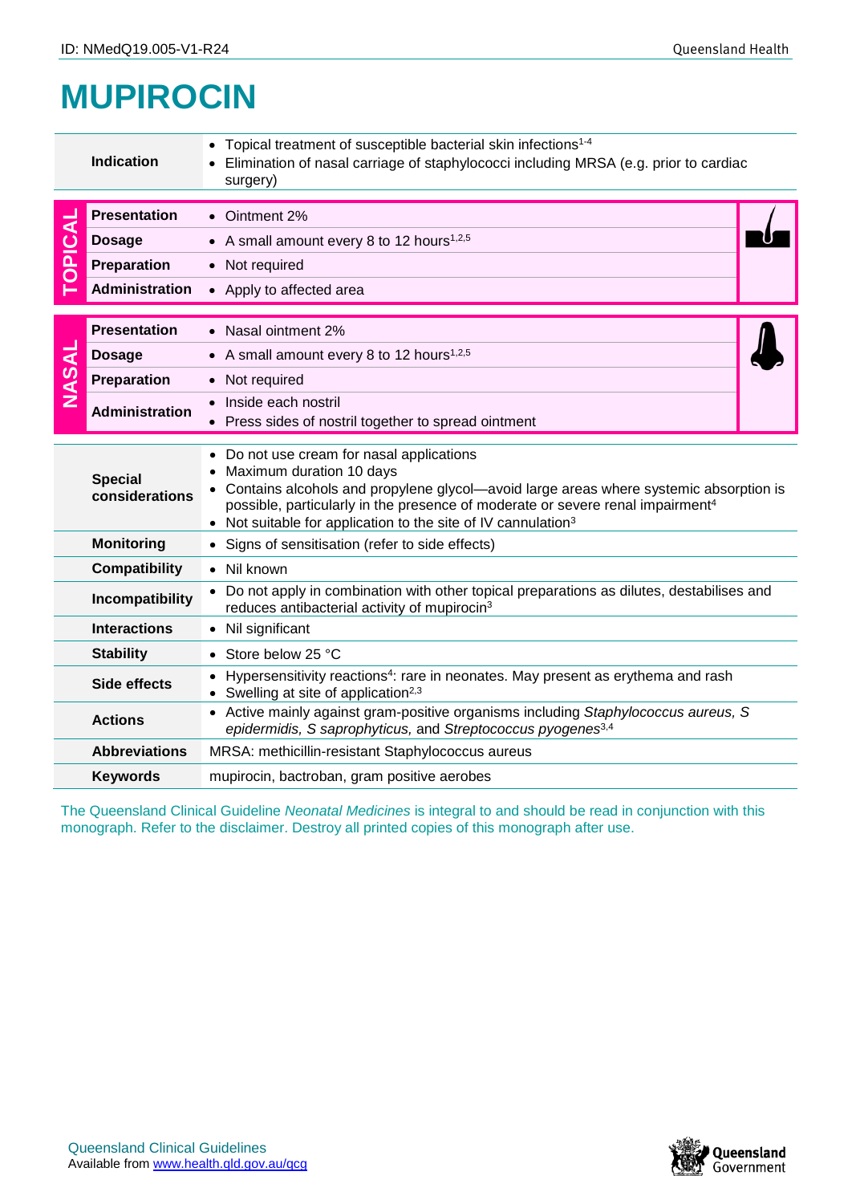ID: NMedQ19.005-V1-R24

# MUPIROCIN

| | | |
|---|---|---|
| | **Indication** | • Topical treatment of susceptible bacterial skin infections[1-4]<br>• Elimination of nasal carriage of staphylococci including MRSA (e.g. prior to cardiac surgery) |
| **TOPICAL** | **Presentation** | • Ointment 2% |
| | **Dosage** | • A small amount every 8 to 12 hours[1,2,5] |
| | **Preparation** | • Not required |
| | **Administration** | • Apply to affected area |
| **NASAL** | **Presentation** | • Nasal ointment 2% |
| | **Dosage** | • A small amount every 8 to 12 hours[1,2,5] |
| | **Preparation** | • Not required |
| | **Administration** | • Inside each nostril<br>• Press sides of nostril together to spread ointment |
| | **Special considerations** | • Do not use cream for nasal applications<br>• Maximum duration 10 days<br>• Contains alcohols and propylene glycol—avoid large areas where systemic absorption is possible, particularly in the presence of moderate or severe renal impairment[4]<br>• Not suitable for application to the site of IV cannulation[3] |
| | **Monitoring** | • Signs of sensitisation (refer to side effects) |
| | **Compatibility** | • Nil known |
| | **Incompatibility** | • Do not apply in combination with other topical preparations as dilutes, destabilises and reduces antibacterial activity of mupirocin[3] |
| | **Interactions** | • Nil significant |
| | **Stability** | • Store below 25 °C |
| | **Side effects** | • Hypersensitivity reactions[4]: rare in neonates. May present as erythema and rash<br>• Swelling at site of application[2,3] |
| | **Actions** | • Active mainly against gram-positive organisms including *Staphylococcus aureus, S epidermidis, S saprophyticus,* and *Streptococcus pyogenes*[3,4] |
| | **Abbreviations** | MRSA: methicillin-resistant Staphylococcus aureus |
| | **Keywords** | mupirocin, bactroban, gram positive aerobes |

The Queensland Clinical Guideline *Neonatal Medicines* is integral to and should be read in conjunction with this monograph. Refer to the disclaimer. Destroy all printed copies of this monograph after use.

Queensland Clinical Guidelines
Available from www.health.qld.gov.au/qcg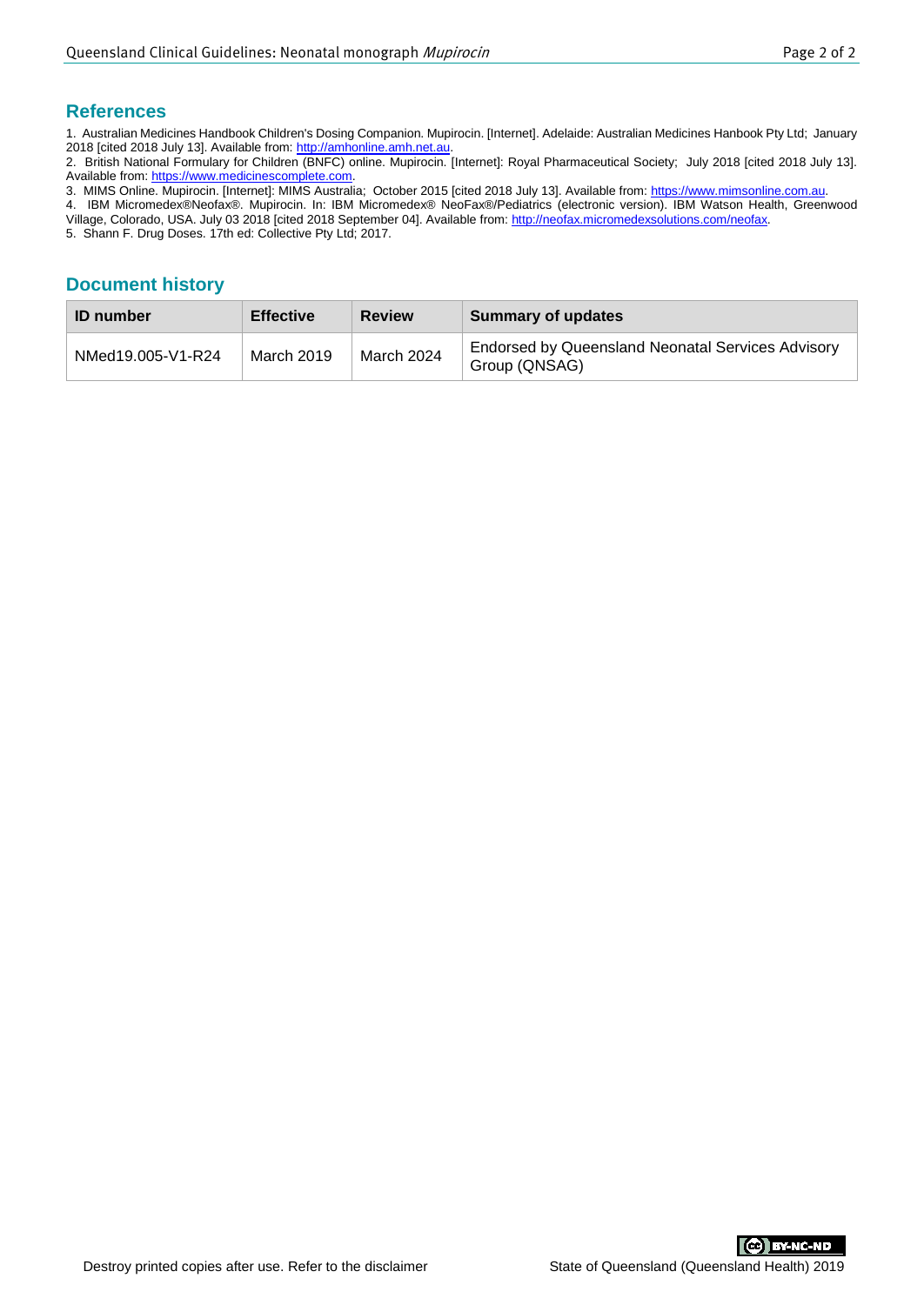## References

1. Australian Medicines Handbook Children's Dosing Companion. Mupirocin. [Internet]. Adelaide: Australian Medicines Hanbook Pty Ltd; January 2018 [cited 2018 July 13]. Available from: http://amhonline.amh.net.au.
2. British National Formulary for Children (BNFC) online. Mupirocin. [Internet]: Royal Pharmaceutical Society; July 2018 [cited 2018 July 13]. Available from: https://www.medicinescomplete.com.
3. MIMS Online. Mupirocin. [Internet]: MIMS Australia; October 2015 [cited 2018 July 13]. Available from: https://www.mimsonline.com.au.
4. IBM Micromedex®Neofax®. Mupirocin. In: IBM Micromedex® NeoFax®/Pediatrics (electronic version). IBM Watson Health, Greenwood Village, Colorado, USA. July 03 2018 [cited 2018 September 04]. Available from: http://neofax.micromedexsolutions.com/neofax.
5. Shann F. Drug Doses. 17th ed: Collective Pty Ltd; 2017.

## Document history

| ID number | Effective | Review | Summary of updates |
|---|---|---|---|
| NMed19.005-V1-R24 | March 2019 | March 2024 | Endorsed by Queensland Neonatal Services Advisory Group (QNSAG) |

Destroy printed copies after use. Refer to the disclaimer

State of Queensland (Queensland Health) 2019